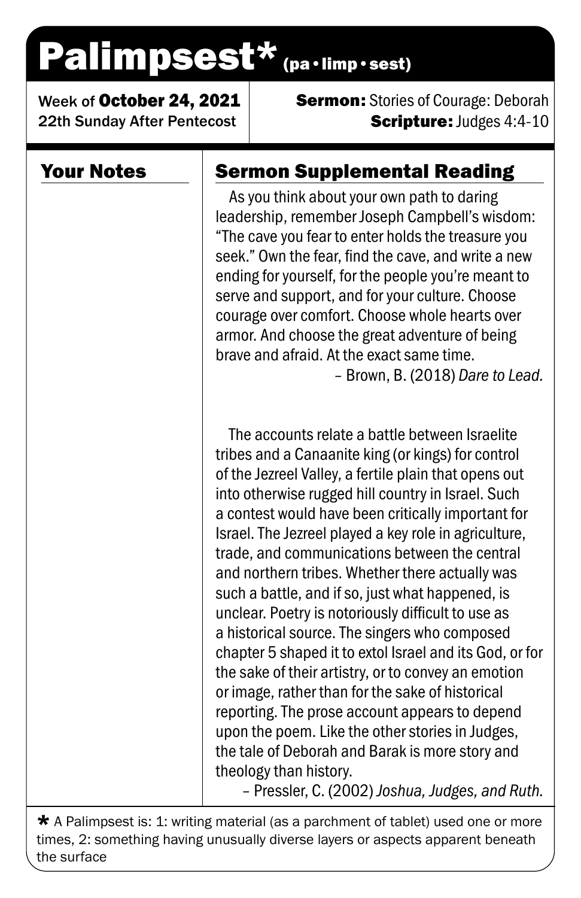# Palimpsest* (pa • limp • sest)

Week of **October 24, 2021**
22th Sunday After Pentecost

**Sermon:** Stories of Courage: Deborah
**Scripture:** Judges 4:4-10

## Your Notes

## Sermon Supplemental Reading

As you think about your own path to daring leadership, remember Joseph Campbell's wisdom: "The cave you fear to enter holds the treasure you seek." Own the fear, find the cave, and write a new ending for yourself, for the people you're meant to serve and support, and for your culture. Choose courage over comfort. Choose whole hearts over armor. And choose the great adventure of being brave and afraid. At the exact same time.

– Brown, B. (2018) *Dare to Lead.*

The accounts relate a battle between Israelite tribes and a Canaanite king (or kings) for control of the Jezreel Valley, a fertile plain that opens out into otherwise rugged hill country in Israel. Such a contest would have been critically important for Israel. The Jezreel played a key role in agriculture, trade, and communications between the central and northern tribes. Whether there actually was such a battle, and if so, just what happened, is unclear. Poetry is notoriously difficult to use as a historical source. The singers who composed chapter 5 shaped it to extol Israel and its God, or for the sake of their artistry, or to convey an emotion or image, rather than for the sake of historical reporting. The prose account appears to depend upon the poem. Like the other stories in Judges, the tale of Deborah and Barak is more story and theology than history.

– Pressler, C. (2002) *Joshua, Judges, and Ruth.*

* A Palimpsest is: 1: writing material (as a parchment of tablet) used one or more times, 2: something having unusually diverse layers or aspects apparent beneath the surface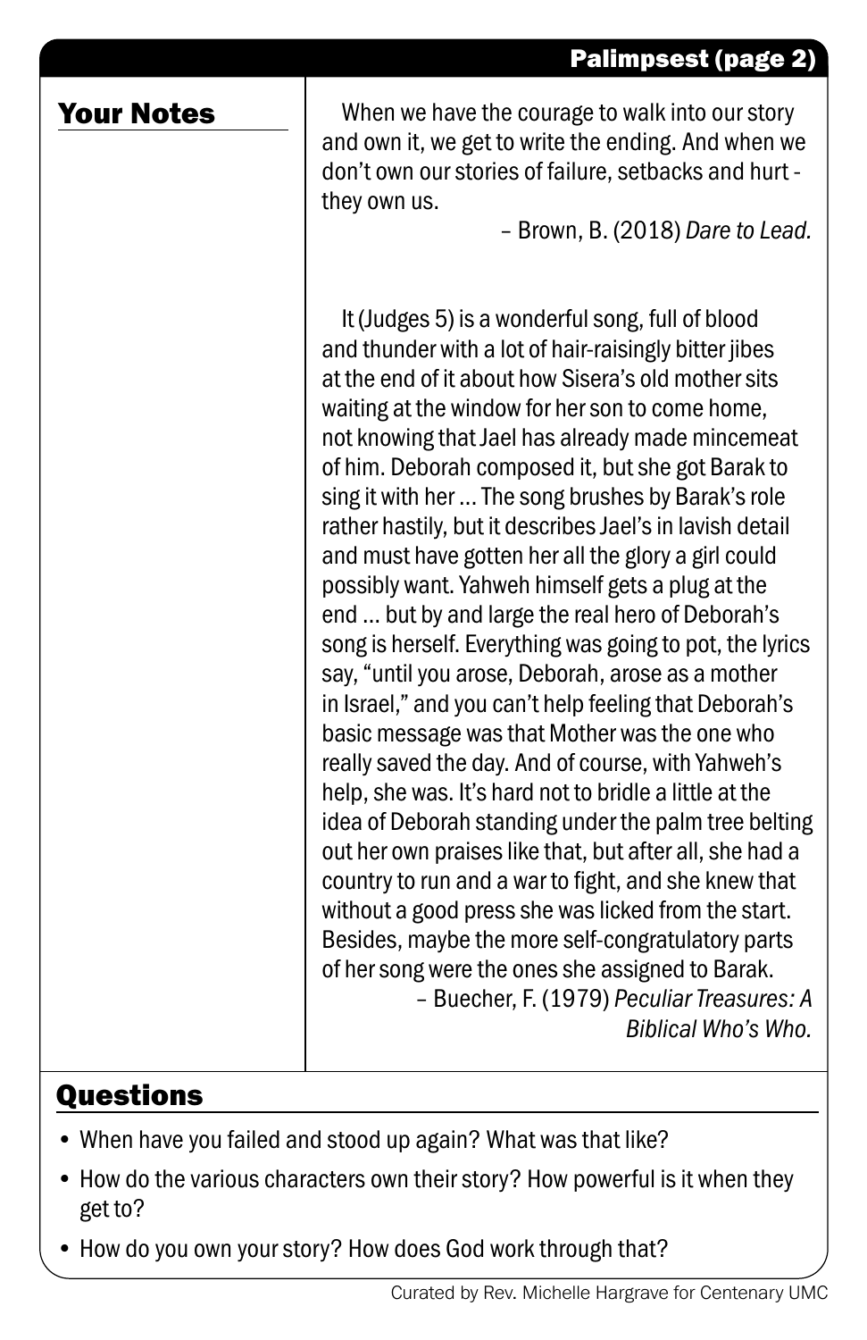# Palimpsest (page 2)

## Your Notes

When we have the courage to walk into our story and own it, we get to write the ending. And when we don't own our stories of failure, setbacks and hurt - they own us.

– Brown, B. (2018) *Dare to Lead.*

It (Judges 5) is a wonderful song, full of blood and thunder with a lot of hair-raisingly bitter jibes at the end of it about how Sisera's old mother sits waiting at the window for her son to come home, not knowing that Jael has already made mincemeat of him. Deborah composed it, but she got Barak to sing it with her … The song brushes by Barak's role rather hastily, but it describes Jael's in lavish detail and must have gotten her all the glory a girl could possibly want. Yahweh himself gets a plug at the end … but by and large the real hero of Deborah's song is herself. Everything was going to pot, the lyrics say, "until you arose, Deborah, arose as a mother in Israel," and you can't help feeling that Deborah's basic message was that Mother was the one who really saved the day. And of course, with Yahweh's help, she was. It's hard not to bridle a little at the idea of Deborah standing under the palm tree belting out her own praises like that, but after all, she had a country to run and a war to fight, and she knew that without a good press she was licked from the start. Besides, maybe the more self-congratulatory parts of her song were the ones she assigned to Barak.

– Buecher, F. (1979) *Peculiar Treasures: A Biblical Who's Who.*

## Questions

- When have you failed and stood up again? What was that like?
- How do the various characters own their story? How powerful is it when they get to?
- How do you own your story? How does God work through that?

Curated by Rev. Michelle Hargrave for Centenary UMC